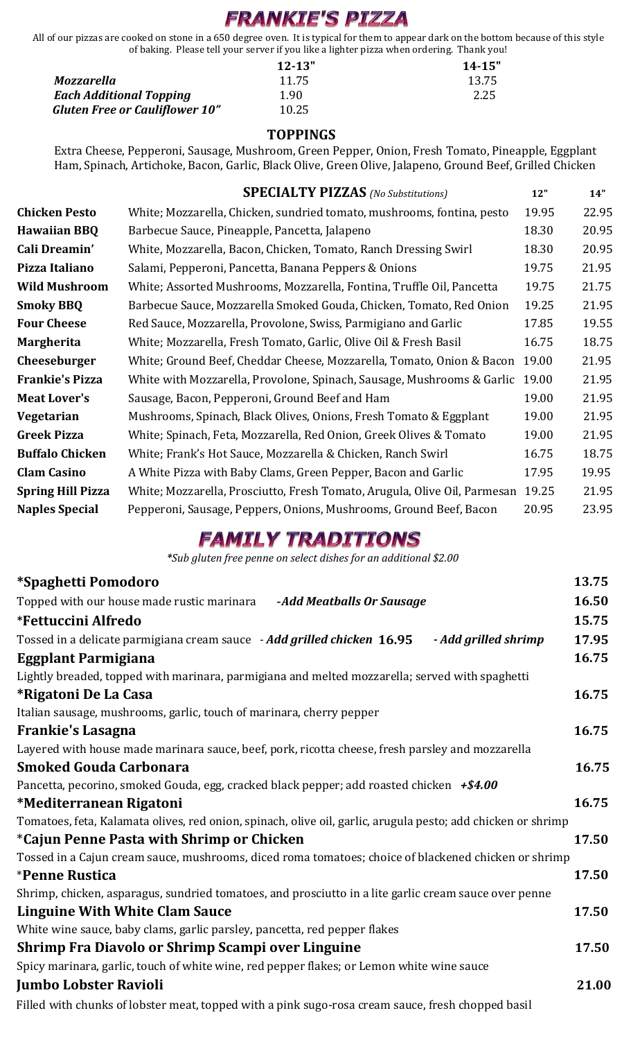# FRANKIE'S PIZZA

All of our pizzas are cooked on stone in a 650 degree oven. It is typical for them to appear dark on the bottom because of this style of baking. Please tell your server if you like a lighter pizza when ordering. Thank you!

| | 12-13" | 14-15" |
|---|---|---|
| *Mozzarella* | 11.75 | 13.75 |
| *Each Additional Topping* | 1.90 | 2.25 |
| *Gluten Free or Cauliflower 10"* | 10.25 | |

## TOPPINGS

Extra Cheese, Pepperoni, Sausage, Mushroom, Green Pepper, Onion, Fresh Tomato, Pineapple, Eggplant Ham, Spinach, Artichoke, Bacon, Garlic, Black Olive, Green Olive, Jalapeno, Ground Beef, Grilled Chicken

## SPECIALTY PIZZAS *(No Substitutions)*

| | | 12" | 14" |
|---|---|---|---|
| **Chicken Pesto** | White; Mozzarella, Chicken, sundried tomato, mushrooms, fontina, pesto | 19.95 | 22.95 |
| **Hawaiian BBQ** | Barbecue Sauce, Pineapple, Pancetta, Jalapeno | 18.30 | 20.95 |
| **Cali Dreamin'** | White, Mozzarella, Bacon, Chicken, Tomato, Ranch Dressing Swirl | 18.30 | 20.95 |
| **Pizza Italiano** | Salami, Pepperoni, Pancetta, Banana Peppers & Onions | 19.75 | 21.95 |
| **Wild Mushroom** | White; Assorted Mushrooms, Mozzarella, Fontina, Truffle Oil, Pancetta | 19.75 | 21.75 |
| **Smoky BBQ** | Barbecue Sauce, Mozzarella Smoked Gouda, Chicken, Tomato, Red Onion | 19.25 | 21.95 |
| **Four Cheese** | Red Sauce, Mozzarella, Provolone, Swiss, Parmigiano and Garlic | 17.85 | 19.55 |
| **Margherita** | White; Mozzarella, Fresh Tomato, Garlic, Olive Oil & Fresh Basil | 16.75 | 18.75 |
| **Cheeseburger** | White; Ground Beef, Cheddar Cheese, Mozzarella, Tomato, Onion & Bacon | 19.00 | 21.95 |
| **Frankie's Pizza** | White with Mozzarella, Provolone, Spinach, Sausage, Mushrooms & Garlic | 19.00 | 21.95 |
| **Meat Lover's** | Sausage, Bacon, Pepperoni, Ground Beef and Ham | 19.00 | 21.95 |
| **Vegetarian** | Mushrooms, Spinach, Black Olives, Onions, Fresh Tomato & Eggplant | 19.00 | 21.95 |
| **Greek Pizza** | White; Spinach, Feta, Mozzarella, Red Onion, Greek Olives & Tomato | 19.00 | 21.95 |
| **Buffalo Chicken** | White; Frank's Hot Sauce, Mozzarella & Chicken, Ranch Swirl | 16.75 | 18.75 |
| **Clam Casino** | A White Pizza with Baby Clams, Green Pepper, Bacon and Garlic | 17.95 | 19.95 |
| **Spring Hill Pizza** | White; Mozzarella, Prosciutto, Fresh Tomato, Arugula, Olive Oil, Parmesan | 19.25 | 21.95 |
| **Naples Special** | Pepperoni, Sausage, Peppers, Onions, Mushrooms, Ground Beef, Bacon | 20.95 | 23.95 |

# FAMILY TRADITIONS

*\*Sub gluten free penne on select dishes for an additional $2.00*

**\*Spaghetti Pomodoro** — **13.75**
Topped with our house made rustic marinara *-Add Meatballs Or Sausage* **16.50**

**\*Fettuccini Alfredo** — **15.75**
Tossed in a delicate parmigiana cream sauce - ***Add grilled chicken* 16.95** - ***Add grilled shrimp*** **17.95**

**Eggplant Parmigiana** — **16.75**
Lightly breaded, topped with marinara, parmigiana and melted mozzarella; served with spaghetti

**\*Rigatoni De La Casa** — **16.75**
Italian sausage, mushrooms, garlic, touch of marinara, cherry pepper

**Frankie's Lasagna** — **16.75**
Layered with house made marinara sauce, beef, pork, ricotta cheese, fresh parsley and mozzarella

**Smoked Gouda Carbonara** — **16.75**
Pancetta, pecorino, smoked Gouda, egg, cracked black pepper; add roasted chicken ***+$4.00***

**\*Mediterranean Rigatoni** — **16.75**
Tomatoes, feta, Kalamata olives, red onion, spinach, olive oil, garlic, arugula pesto; add chicken or shrimp

**\*Cajun Penne Pasta with Shrimp or Chicken** — **17.50**
Tossed in a Cajun cream sauce, mushrooms, diced roma tomatoes; choice of blackened chicken or shrimp

**\*Penne Rustica** — **17.50**
Shrimp, chicken, asparagus, sundried tomatoes, and prosciutto in a lite garlic cream sauce over penne

**Linguine With White Clam Sauce** — **17.50**
White wine sauce, baby clams, garlic parsley, pancetta, red pepper flakes

**Shrimp Fra Diavolo or Shrimp Scampi over Linguine** — **17.50**
Spicy marinara, garlic, touch of white wine, red pepper flakes; or Lemon white wine sauce

**Jumbo Lobster Ravioli** — **21.00**
Filled with chunks of lobster meat, topped with a pink sugo-rosa cream sauce, fresh chopped basil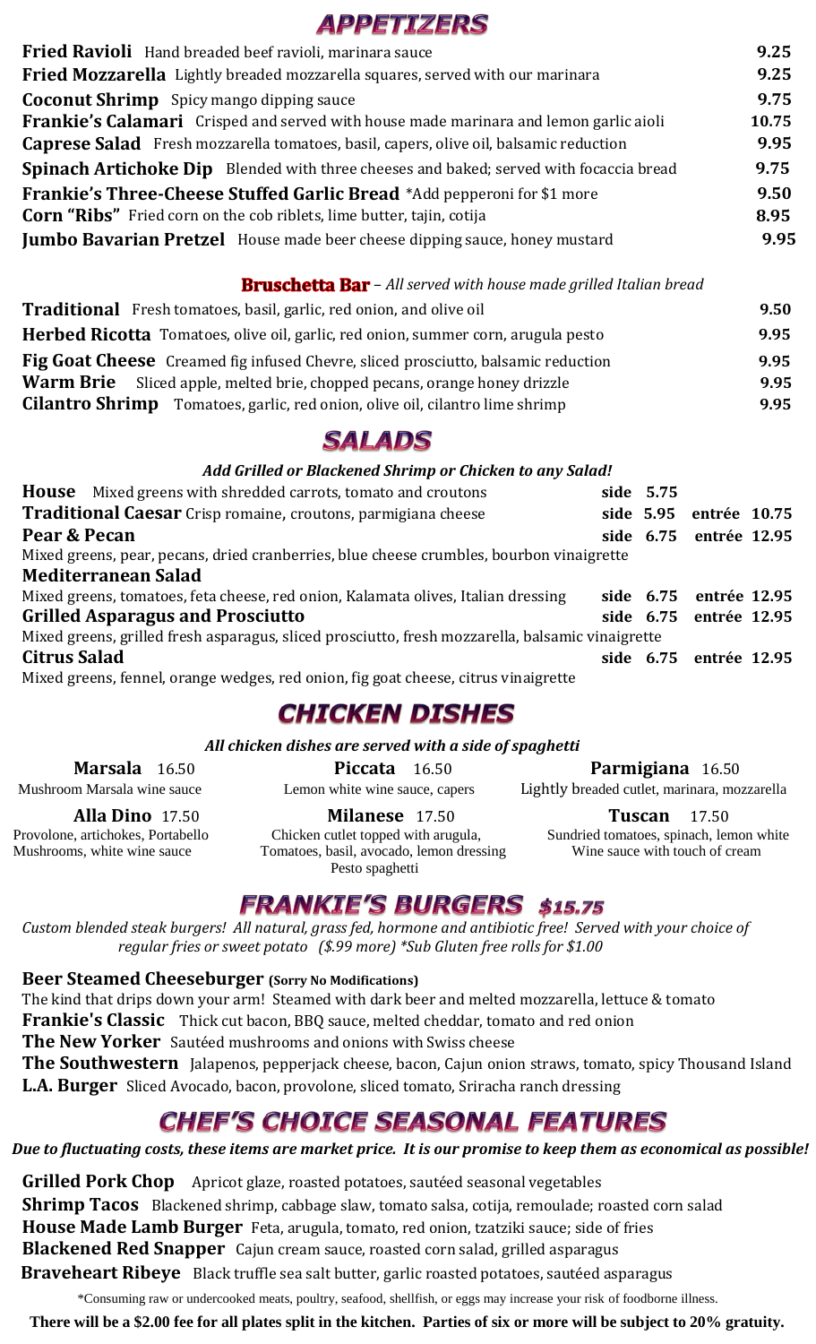# APPETIZERS

| | |
|---|---|
| **Fried Ravioli** Hand breaded beef ravioli, marinara sauce | 9.25 |
| **Fried Mozzarella** Lightly breaded mozzarella squares, served with our marinara | 9.25 |
| **Coconut Shrimp** Spicy mango dipping sauce | 9.75 |
| **Frankie's Calamari** Crisped and served with house made marinara and lemon garlic aioli | 10.75 |
| **Caprese Salad** Fresh mozzarella tomatoes, basil, capers, olive oil, balsamic reduction | 9.95 |
| **Spinach Artichoke Dip** Blended with three cheeses and baked; served with focaccia bread | 9.75 |
| **Frankie's Three-Cheese Stuffed Garlic Bread** *Add pepperoni for $1 more | 9.50 |
| **Corn "Ribs"** Fried corn on the cob riblets, lime butter, tajin, cotija | 8.95 |
| **Jumbo Bavarian Pretzel** House made beer cheese dipping sauce, honey mustard | 9.95 |

**Bruschetta Bar** – *All served with house made grilled Italian bread*

| | |
|---|---|
| **Traditional** Fresh tomatoes, basil, garlic, red onion, and olive oil | 9.50 |
| **Herbed Ricotta** Tomatoes, olive oil, garlic, red onion, summer corn, arugula pesto | 9.95 |
| **Fig Goat Cheese** Creamed fig infused Chevre, sliced prosciutto, balsamic reduction | 9.95 |
| **Warm Brie** Sliced apple, melted brie, chopped pecans, orange honey drizzle | 9.95 |
| **Cilantro Shrimp** Tomatoes, garlic, red onion, olive oil, cilantro lime shrimp | 9.95 |

# SALADS

***Add Grilled or Blackened Shrimp or Chicken to any Salad!***

| | | |
|---|---|---|
| **House** Mixed greens with shredded carrots, tomato and croutons | side 5.75 | |
| **Traditional Caesar** Crisp romaine, croutons, parmigiana cheese | side 5.95 | entrée 10.75 |
| **Pear & Pecan** Mixed greens, pear, pecans, dried cranberries, blue cheese crumbles, bourbon vinaigrette | side 6.75 | entrée 12.95 |
| **Mediterranean Salad** Mixed greens, tomatoes, feta cheese, red onion, Kalamata olives, Italian dressing | side 6.75 | entrée 12.95 |
| **Grilled Asparagus and Prosciutto** Mixed greens, grilled fresh asparagus, sliced prosciutto, fresh mozzarella, balsamic vinaigrette | side 6.75 | entrée 12.95 |
| **Citrus Salad** Mixed greens, fennel, orange wedges, red onion, fig goat cheese, citrus vinaigrette | side 6.75 | entrée 12.95 |

# CHICKEN DISHES

***All chicken dishes are served with a side of spaghetti***

**Marsala** 16.50
Mushroom Marsala wine sauce

**Piccata** 16.50
Lemon white wine sauce, capers

**Parmigiana** 16.50
Lightly breaded cutlet, marinara, mozzarella

**Alla Dino** 17.50
Provolone, artichokes, Portabello Mushrooms, white wine sauce

**Milanese** 17.50
Chicken cutlet topped with arugula, Tomatoes, basil, avocado, lemon dressing Pesto spaghetti

**Tuscan** 17.50
Sundried tomatoes, spinach, lemon white Wine sauce with touch of cream

# FRANKIE'S BURGERS $15.75

*Custom blended steak burgers! All natural, grass fed, hormone and antibiotic free! Served with your choice of regular fries or sweet potato ($.99 more) *Sub Gluten free rolls for $1.00*

**Beer Steamed Cheeseburger (Sorry No Modifications)**
The kind that drips down your arm! Steamed with dark beer and melted mozzarella, lettuce & tomato

**Frankie's Classic** Thick cut bacon, BBQ sauce, melted cheddar, tomato and red onion

**The New Yorker** Sautéed mushrooms and onions with Swiss cheese

**The Southwestern** Jalapenos, pepperjack cheese, bacon, Cajun onion straws, tomato, spicy Thousand Island

**L.A. Burger** Sliced Avocado, bacon, provolone, sliced tomato, Sriracha ranch dressing

# CHEF'S CHOICE SEASONAL FEATURES

***Due to fluctuating costs, these items are market price. It is our promise to keep them as economical as possible!***

**Grilled Pork Chop** Apricot glaze, roasted potatoes, sautéed seasonal vegetables

**Shrimp Tacos** Blackened shrimp, cabbage slaw, tomato salsa, cotija, remoulade; roasted corn salad

**House Made Lamb Burger** Feta, arugula, tomato, red onion, tzatziki sauce; side of fries

**Blackened Red Snapper** Cajun cream sauce, roasted corn salad, grilled asparagus

**Braveheart Ribeye** Black truffle sea salt butter, garlic roasted potatoes, sautéed asparagus

*Consuming raw or undercooked meats, poultry, seafood, shellfish, or eggs may increase your risk of foodborne illness.

**There will be a $2.00 fee for all plates split in the kitchen. Parties of six or more will be subject to 20% gratuity.**